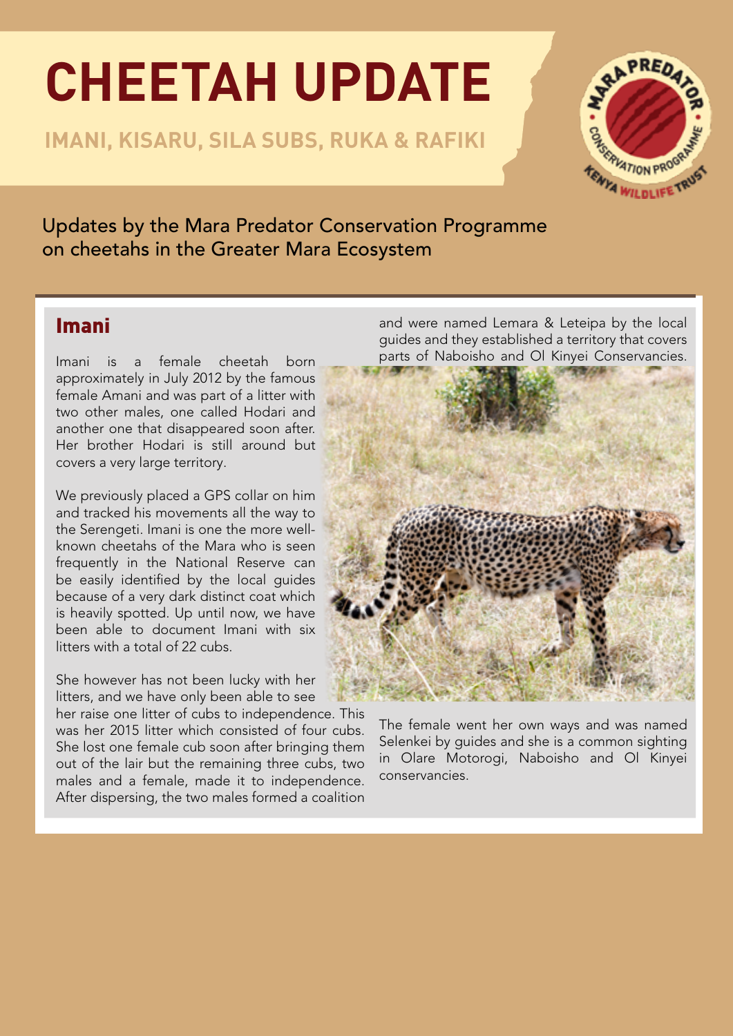# CHEETAH UPDATE

## IMANI, KISARU, SILA SUBS, RUKA & RAFIKI

Updates by the Mara Predator Conservation Programme on cheetahs in the Greater Mara Ecosystem

### Imani

Imani is a female cheetah born approximately in July 2012 by the famous female Amani and was part of a litter with two other males, one called Hodari and another one that disappeared soon after. Her brother Hodari is still around but covers a very large territory.

We previously placed a GPS collar on him and tracked his movements all the way to the Serengeti. Imani is one the more well-known cheetahs of the Mara who is seen frequently in the National Reserve can be easily identified by the local guides because of a very dark distinct coat which is heavily spotted. Up until now, we have been able to document Imani with six litters with a total of 22 cubs.

She however has not been lucky with her litters, and we have only been able to see her raise one litter of cubs to independence. This was her 2015 litter which consisted of four cubs. She lost one female cub soon after bringing them out of the lair but the remaining three cubs, two males and a female, made it to independence. After dispersing, the two males formed a coalition and were named Lemara & Leteipa by the local guides and they established a territory that covers parts of Naboisho and Ol Kinyei Conservancies.

The female went her own ways and was named Selenkei by guides and she is a common sighting in Olare Motorogi, Naboisho and Ol Kinyei conservancies.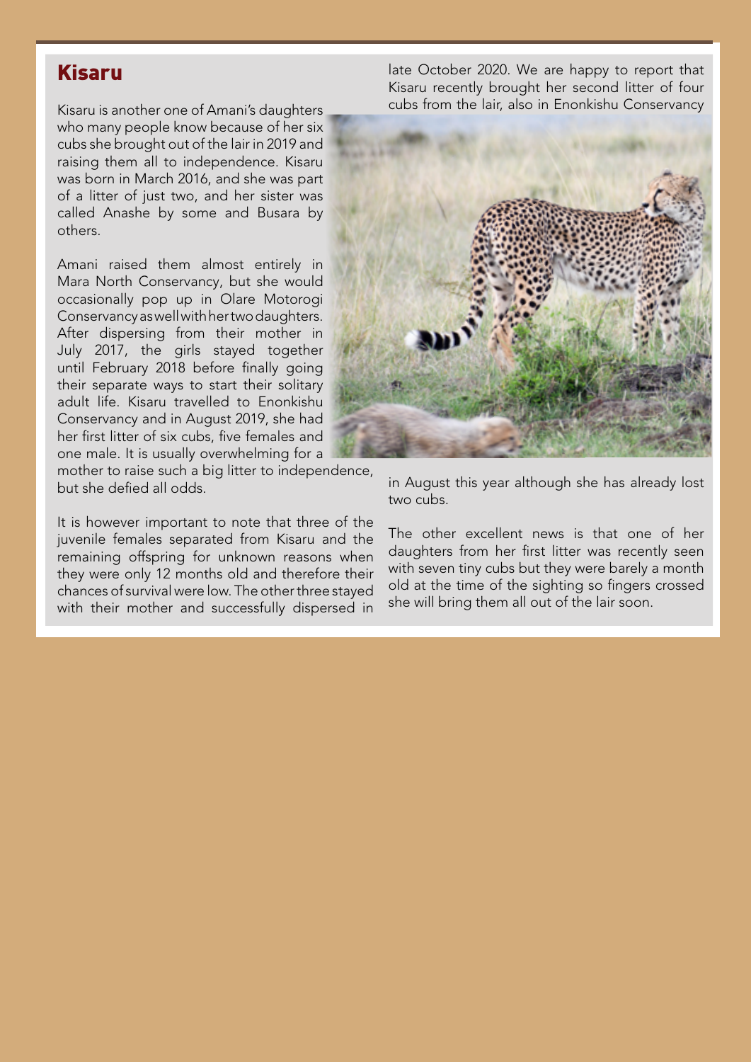## Kisaru

Kisaru is another one of Amani's daughters who many people know because of her six cubs she brought out of the lair in 2019 and raising them all to independence. Kisaru was born in March 2016, and she was part of a litter of just two, and her sister was called Anashe by some and Busara by others.

Amani raised them almost entirely in Mara North Conservancy, but she would occasionally pop up in Olare Motorogi Conservancy as well with her two daughters. After dispersing from their mother in July 2017, the girls stayed together until February 2018 before finally going their separate ways to start their solitary adult life. Kisaru travelled to Enonkishu Conservancy and in August 2019, she had her first litter of six cubs, five females and one male. It is usually overwhelming for a mother to raise such a big litter to independence, but she defied all odds.

It is however important to note that three of the juvenile females separated from Kisaru and the remaining offspring for unknown reasons when they were only 12 months old and therefore their chances of survival were low. The other three stayed with their mother and successfully dispersed in late October 2020. We are happy to report that Kisaru recently brought her second litter of four cubs from the lair, also in Enonkishu Conservancy in August this year although she has already lost two cubs.

The other excellent news is that one of her daughters from her first litter was recently seen with seven tiny cubs but they were barely a month old at the time of the sighting so fingers crossed she will bring them all out of the lair soon.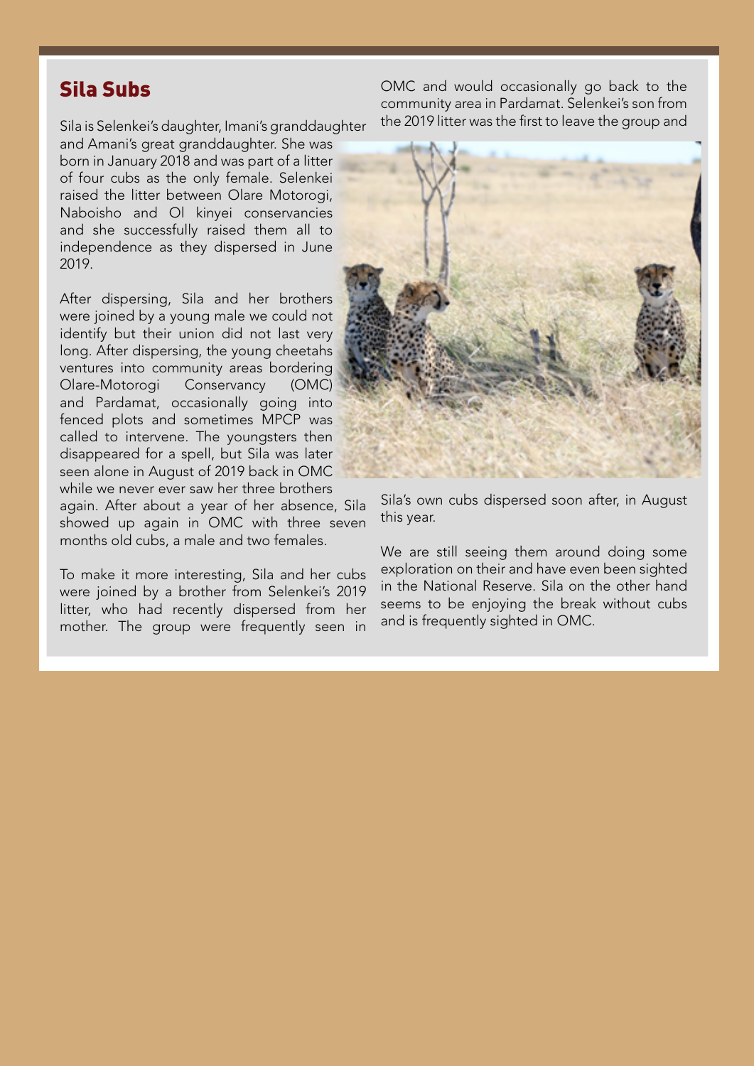## Sila Subs

Sila is Selenkei's daughter, Imani's granddaughter and Amani's great granddaughter. She was born in January 2018 and was part of a litter of four cubs as the only female. Selenkei raised the litter between Olare Motorogi, Naboisho and Ol kinyei conservancies and she successfully raised them all to independence as they dispersed in June 2019.

After dispersing, Sila and her brothers were joined by a young male we could not identify but their union did not last very long. After dispersing, the young cheetahs ventures into community areas bordering Olare-Motorogi Conservancy (OMC) and Pardamat, occasionally going into fenced plots and sometimes MPCP was called to intervene. The youngsters then disappeared for a spell, but Sila was later seen alone in August of 2019 back in OMC while we never ever saw her three brothers again. After about a year of her absence, Sila showed up again in OMC with three seven months old cubs, a male and two females.

To make it more interesting, Sila and her cubs were joined by a brother from Selenkei's 2019 litter, who had recently dispersed from her mother. The group were frequently seen in OMC and would occasionally go back to the community area in Pardamat. Selenkei's son from the 2019 litter was the first to leave the group and Sila's own cubs dispersed soon after, in August this year.

We are still seeing them around doing some exploration on their and have even been sighted in the National Reserve. Sila on the other hand seems to be enjoying the break without cubs and is frequently sighted in OMC.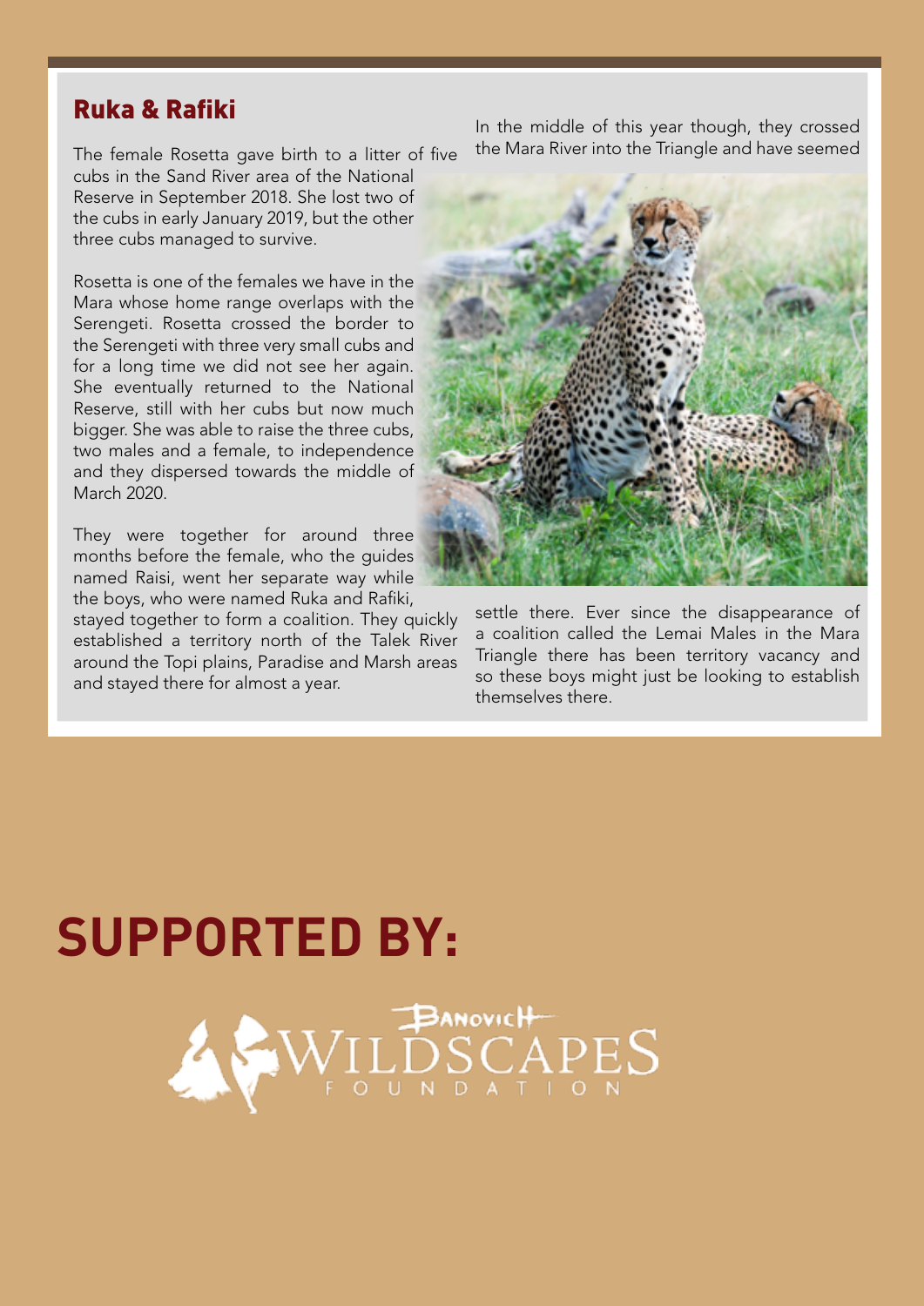## Ruka & Rafiki

The female Rosetta gave birth to a litter of five cubs in the Sand River area of the National Reserve in September 2018. She lost two of the cubs in early January 2019, but the other three cubs managed to survive.

Rosetta is one of the females we have in the Mara whose home range overlaps with the Serengeti. Rosetta crossed the border to the Serengeti with three very small cubs and for a long time we did not see her again. She eventually returned to the National Reserve, still with her cubs but now much bigger. She was able to raise the three cubs, two males and a female, to independence and they dispersed towards the middle of March 2020.

They were together for around three months before the female, who the guides named Raisi, went her separate way while the boys, who were named Ruka and Rafiki, stayed together to form a coalition. They quickly established a territory north of the Talek River around the Topi plains, Paradise and Marsh areas and stayed there for almost a year.

In the middle of this year though, they crossed the Mara River into the Triangle and have seemed settle there. Ever since the disappearance of a coalition called the Lemai Males in the Mara Triangle there has been territory vacancy and so these boys might just be looking to establish themselves there.

# SUPPORTED BY:

BANOVICH WILDSCAPES FOUNDATION